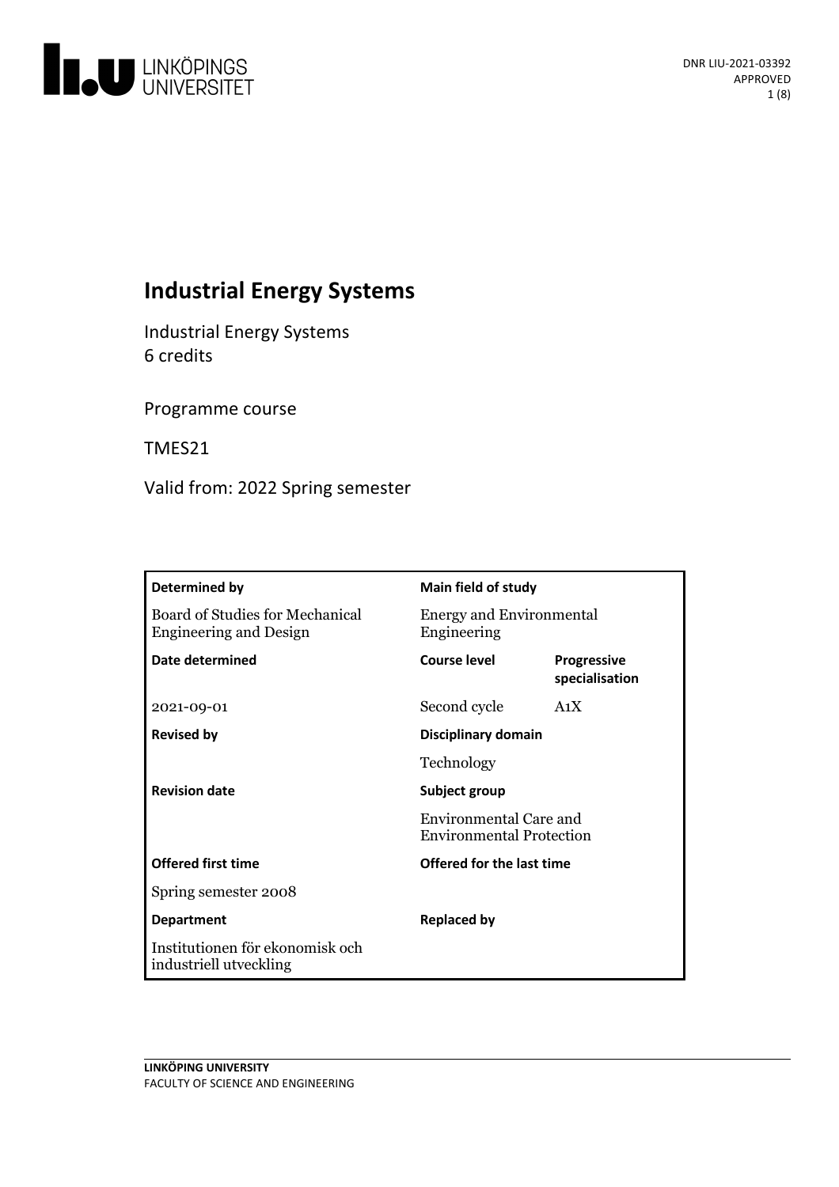DNR LIU-2021-03392
APPROVED

# Industrial Energy Systems

Industrial Energy Systems
6 credits

Programme course

TMES21

Valid from: 2022 Spring semester

| Determined by | Main field of study | |
|---|---|---|
| Board of Studies for Mechanical Engineering and Design | Energy and Environmental Engineering | |
| **Date determined** | **Course level** | **Progressive specialisation** |
| 2021-09-01 | Second cycle | A1X |
| **Revised by** | **Disciplinary domain** | |
| | Technology | |
| **Revision date** | **Subject group** | |
| | Environmental Care and Environmental Protection | |
| **Offered first time** | **Offered for the last time** | |
| Spring semester 2008 | | |
| **Department** | **Replaced by** | |
| Institutionen för ekonomisk och industriell utveckling | | |

**LINKÖPING UNIVERSITY**
FACULTY OF SCIENCE AND ENGINEERING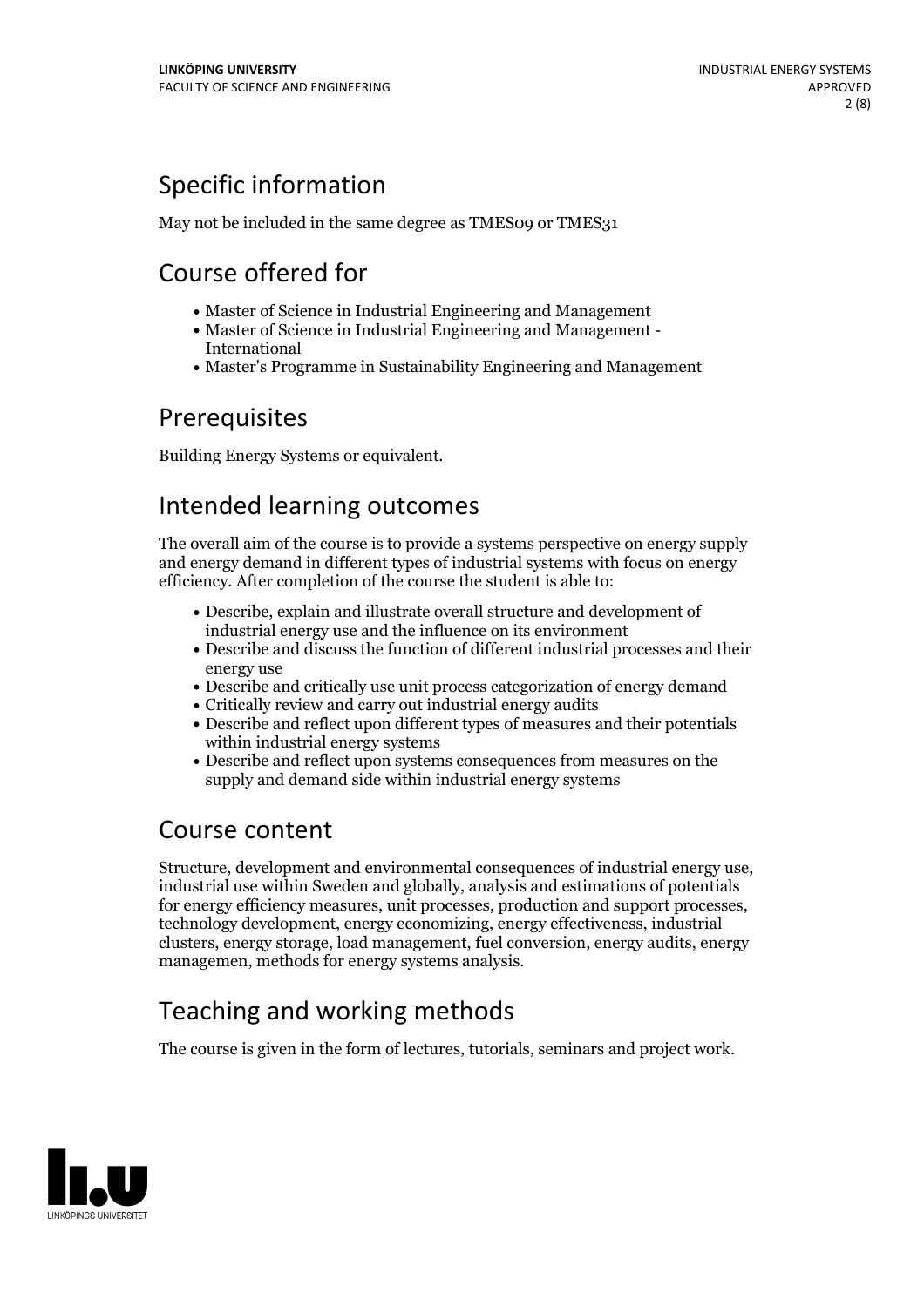## Specific information

May not be included in the same degree as TMES09 or TMES31

## Course offered for

- Master of Science in Industrial Engineering and Management
- Master of Science in Industrial Engineering and Management - International
- Master's Programme in Sustainability Engineering and Management

## Prerequisites

Building Energy Systems or equivalent.

## Intended learning outcomes

The overall aim of the course is to provide a systems perspective on energy supply and energy demand in different types of industrial systems with focus on energy efficiency. After completion of the course the student is able to:

- Describe, explain and illustrate overall structure and development of industrial energy use and the influence on its environment
- Describe and discuss the function of different industrial processes and their energy use
- Describe and critically use unit process categorization of energy demand
- Critically review and carry out industrial energy audits
- Describe and reflect upon different types of measures and their potentials within industrial energy systems
- Describe and reflect upon systems consequences from measures on the supply and demand side within industrial energy systems

## Course content

Structure, development and environmental consequences of industrial energy use, industrial use within Sweden and globally, analysis and estimations of potentials for energy efficiency measures, unit processes, production and support processes, technology development, energy economizing, energy effectiveness, industrial clusters, energy storage, load management, fuel conversion, energy audits, energy managemen, methods for energy systems analysis.

## Teaching and working methods

The course is given in the form of lectures, tutorials, seminars and project work.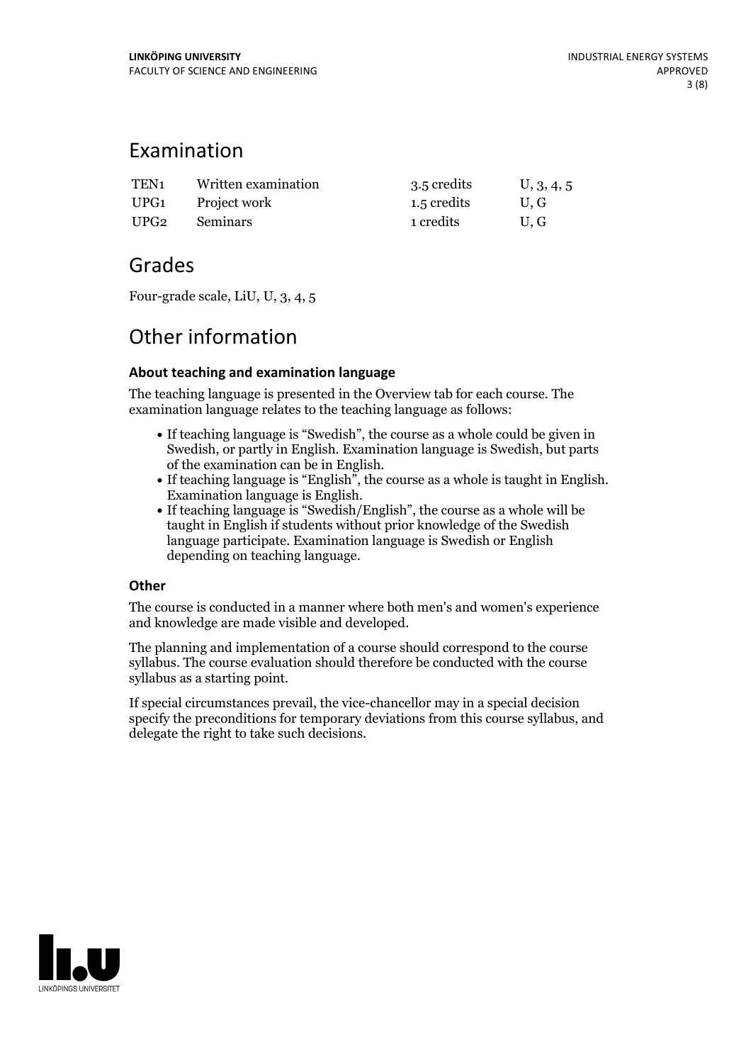## Examination

| | | | |
|---|---|---|---|
| TEN1 | Written examination | 3.5 credits | U, 3, 4, 5 |
| UPG1 | Project work | 1.5 credits | U, G |
| UPG2 | Seminars | 1 credits | U, G |

## Grades

Four-grade scale, LiU, U, 3, 4, 5

## Other information

### About teaching and examination language

The teaching language is presented in the Overview tab for each course. The examination language relates to the teaching language as follows:

- If teaching language is "Swedish", the course as a whole could be given in Swedish, or partly in English. Examination language is Swedish, but parts of the examination can be in English.
- If teaching language is "English", the course as a whole is taught in English. Examination language is English.
- If teaching language is "Swedish/English", the course as a whole will be taught in English if students without prior knowledge of the Swedish language participate. Examination language is Swedish or English depending on teaching language.

### Other

The course is conducted in a manner where both men's and women's experience and knowledge are made visible and developed.

The planning and implementation of a course should correspond to the course syllabus. The course evaluation should therefore be conducted with the course syllabus as a starting point.

If special circumstances prevail, the vice-chancellor may in a special decision specify the preconditions for temporary deviations from this course syllabus, and delegate the right to take such decisions.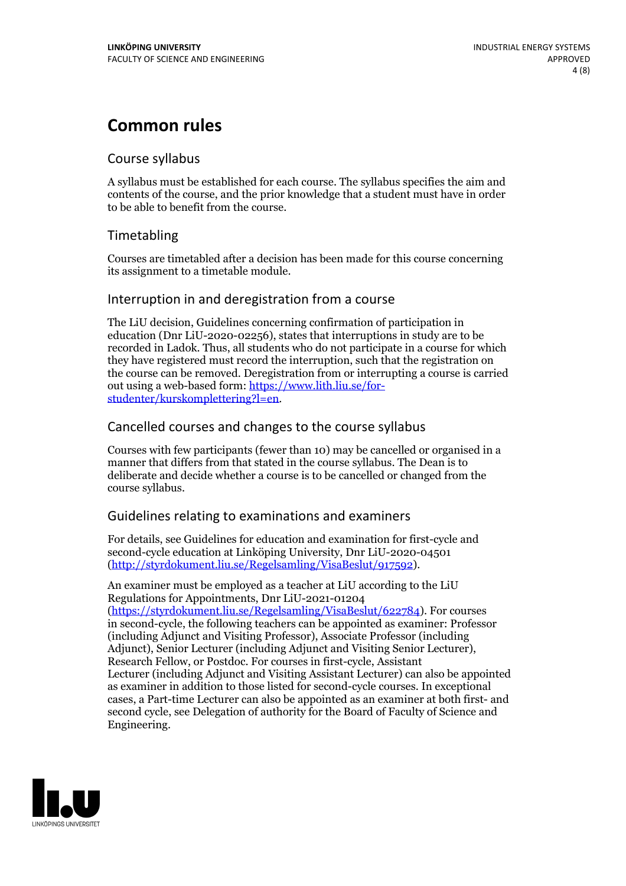# Common rules

## Course syllabus

A syllabus must be established for each course. The syllabus specifies the aim and contents of the course, and the prior knowledge that a student must have in order to be able to benefit from the course.

## Timetabling

Courses are timetabled after a decision has been made for this course concerning its assignment to a timetable module.

## Interruption in and deregistration from a course

The LiU decision, Guidelines concerning confirmation of participation in education (Dnr LiU-2020-02256), states that interruptions in study are to be recorded in Ladok. Thus, all students who do not participate in a course for which they have registered must record the interruption, such that the registration on the course can be removed. Deregistration from or interrupting a course is carried out using a web-based form: https://www.lith.liu.se/for-studenter/kurskomplettering?l=en.

## Cancelled courses and changes to the course syllabus

Courses with few participants (fewer than 10) may be cancelled or organised in a manner that differs from that stated in the course syllabus. The Dean is to deliberate and decide whether a course is to be cancelled or changed from the course syllabus.

## Guidelines relating to examinations and examiners

For details, see Guidelines for education and examination for first-cycle and second-cycle education at Linköping University, Dnr LiU-2020-04501 (http://styrdokument.liu.se/Regelsamling/VisaBeslut/917592).

An examiner must be employed as a teacher at LiU according to the LiU Regulations for Appointments, Dnr LiU-2021-01204 (https://styrdokument.liu.se/Regelsamling/VisaBeslut/622784). For courses in second-cycle, the following teachers can be appointed as examiner: Professor (including Adjunct and Visiting Professor), Associate Professor (including Adjunct), Senior Lecturer (including Adjunct and Visiting Senior Lecturer), Research Fellow, or Postdoc. For courses in first-cycle, Assistant Lecturer (including Adjunct and Visiting Assistant Lecturer) can also be appointed as examiner in addition to those listed for second-cycle courses. In exceptional cases, a Part-time Lecturer can also be appointed as an examiner at both first- and second cycle, see Delegation of authority for the Board of Faculty of Science and Engineering.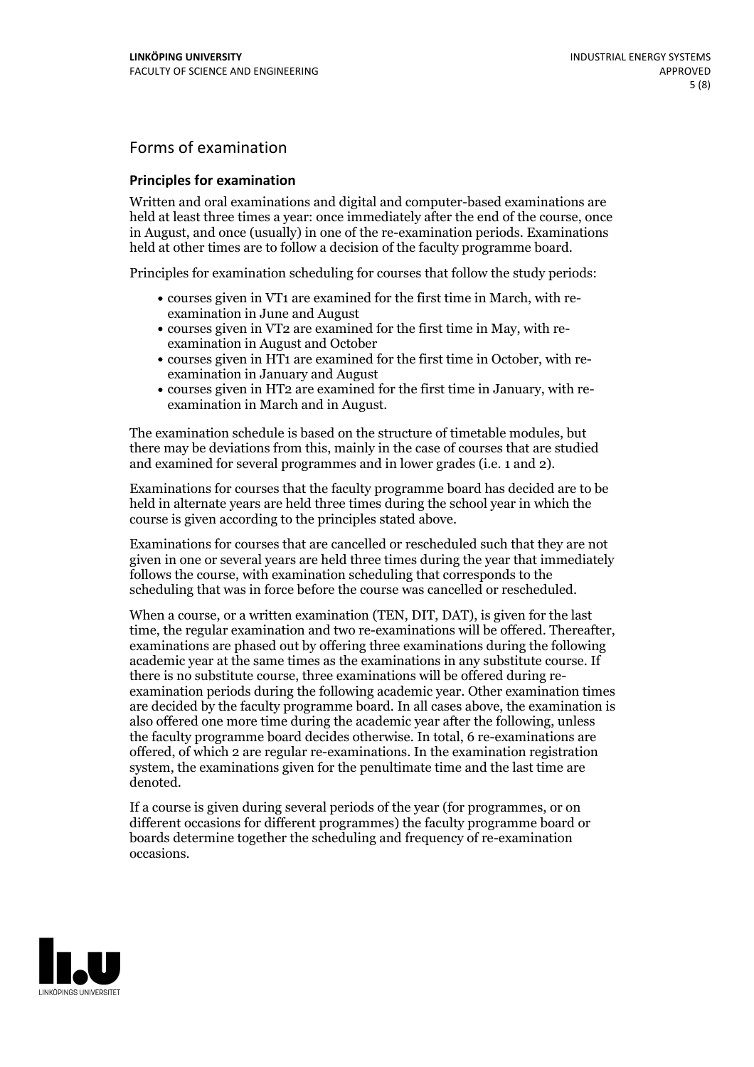## Forms of examination

### Principles for examination

Written and oral examinations and digital and computer-based examinations are held at least three times a year: once immediately after the end of the course, once in August, and once (usually) in one of the re-examination periods. Examinations held at other times are to follow a decision of the faculty programme board.

Principles for examination scheduling for courses that follow the study periods:

- courses given in VT1 are examined for the first time in March, with re-examination in June and August
- courses given in VT2 are examined for the first time in May, with re-examination in August and October
- courses given in HT1 are examined for the first time in October, with re-examination in January and August
- courses given in HT2 are examined for the first time in January, with re-examination in March and in August.

The examination schedule is based on the structure of timetable modules, but there may be deviations from this, mainly in the case of courses that are studied and examined for several programmes and in lower grades (i.e. 1 and 2).

Examinations for courses that the faculty programme board has decided are to be held in alternate years are held three times during the school year in which the course is given according to the principles stated above.

Examinations for courses that are cancelled or rescheduled such that they are not given in one or several years are held three times during the year that immediately follows the course, with examination scheduling that corresponds to the scheduling that was in force before the course was cancelled or rescheduled.

When a course, or a written examination (TEN, DIT, DAT), is given for the last time, the regular examination and two re-examinations will be offered. Thereafter, examinations are phased out by offering three examinations during the following academic year at the same times as the examinations in any substitute course. If there is no substitute course, three examinations will be offered during re-examination periods during the following academic year. Other examination times are decided by the faculty programme board. In all cases above, the examination is also offered one more time during the academic year after the following, unless the faculty programme board decides otherwise. In total, 6 re-examinations are offered, of which 2 are regular re-examinations. In the examination registration system, the examinations given for the penultimate time and the last time are denoted.

If a course is given during several periods of the year (for programmes, or on different occasions for different programmes) the faculty programme board or boards determine together the scheduling and frequency of re-examination occasions.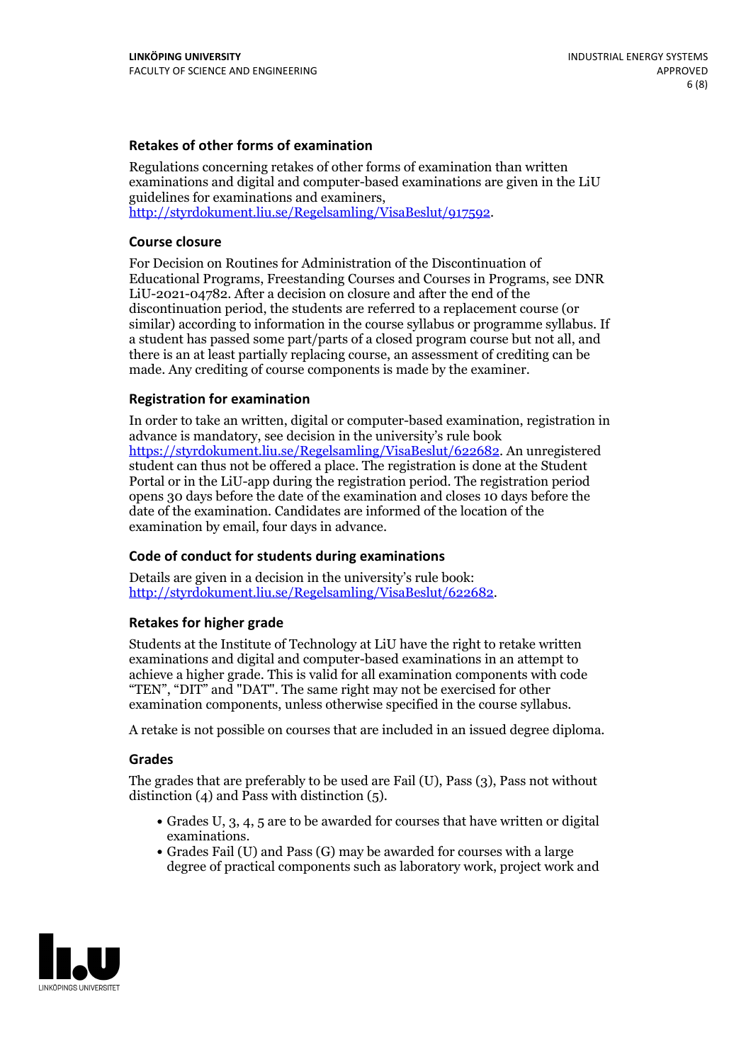### Retakes of other forms of examination

Regulations concerning retakes of other forms of examination than written examinations and digital and computer-based examinations are given in the LiU guidelines for examinations and examiners, http://styrdokument.liu.se/Regelsamling/VisaBeslut/917592.

### Course closure

For Decision on Routines for Administration of the Discontinuation of Educational Programs, Freestanding Courses and Courses in Programs, see DNR LiU-2021-04782. After a decision on closure and after the end of the discontinuation period, the students are referred to a replacement course (or similar) according to information in the course syllabus or programme syllabus. If a student has passed some part/parts of a closed program course but not all, and there is an at least partially replacing course, an assessment of crediting can be made. Any crediting of course components is made by the examiner.

### Registration for examination

In order to take an written, digital or computer-based examination, registration in advance is mandatory, see decision in the university's rule book https://styrdokument.liu.se/Regelsamling/VisaBeslut/622682. An unregistered student can thus not be offered a place. The registration is done at the Student Portal or in the LiU-app during the registration period. The registration period opens 30 days before the date of the examination and closes 10 days before the date of the examination. Candidates are informed of the location of the examination by email, four days in advance.

### Code of conduct for students during examinations

Details are given in a decision in the university's rule book: http://styrdokument.liu.se/Regelsamling/VisaBeslut/622682.

### Retakes for higher grade

Students at the Institute of Technology at LiU have the right to retake written examinations and digital and computer-based examinations in an attempt to achieve a higher grade. This is valid for all examination components with code "TEN", "DIT" and "DAT". The same right may not be exercised for other examination components, unless otherwise specified in the course syllabus.

A retake is not possible on courses that are included in an issued degree diploma.

### Grades

The grades that are preferably to be used are Fail (U), Pass (3), Pass not without distinction (4) and Pass with distinction (5).

- Grades U, 3, 4, 5 are to be awarded for courses that have written or digital examinations.
- Grades Fail (U) and Pass (G) may be awarded for courses with a large degree of practical components such as laboratory work, project work and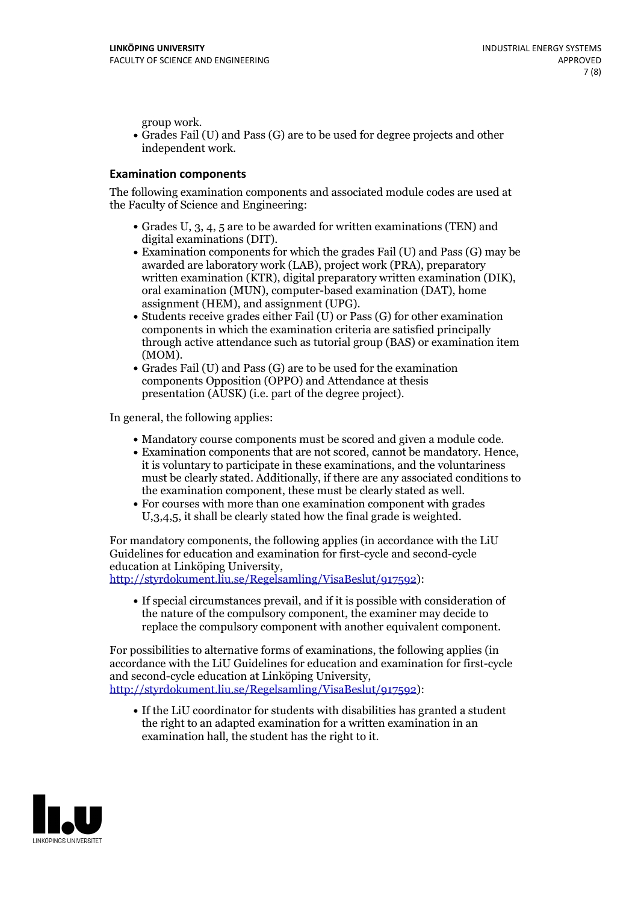group work.

- Grades Fail (U) and Pass (G) are to be used for degree projects and other independent work.

### Examination components

The following examination components and associated module codes are used at the Faculty of Science and Engineering:

- Grades U, 3, 4, 5 are to be awarded for written examinations (TEN) and digital examinations (DIT).
- Examination components for which the grades Fail (U) and Pass (G) may be awarded are laboratory work (LAB), project work (PRA), preparatory written examination (KTR), digital preparatory written examination (DIK), oral examination (MUN), computer-based examination (DAT), home assignment (HEM), and assignment (UPG).
- Students receive grades either Fail (U) or Pass (G) for other examination components in which the examination criteria are satisfied principally through active attendance such as tutorial group (BAS) or examination item (MOM).
- Grades Fail (U) and Pass (G) are to be used for the examination components Opposition (OPPO) and Attendance at thesis presentation (AUSK) (i.e. part of the degree project).

In general, the following applies:

- Mandatory course components must be scored and given a module code.
- Examination components that are not scored, cannot be mandatory. Hence, it is voluntary to participate in these examinations, and the voluntariness must be clearly stated. Additionally, if there are any associated conditions to the examination component, these must be clearly stated as well.
- For courses with more than one examination component with grades U,3,4,5, it shall be clearly stated how the final grade is weighted.

For mandatory components, the following applies (in accordance with the LiU Guidelines for education and examination for first-cycle and second-cycle education at Linköping University, http://styrdokument.liu.se/Regelsamling/VisaBeslut/917592):

- If special circumstances prevail, and if it is possible with consideration of the nature of the compulsory component, the examiner may decide to replace the compulsory component with another equivalent component.

For possibilities to alternative forms of examinations, the following applies (in accordance with the LiU Guidelines for education and examination for first-cycle and second-cycle education at Linköping University, http://styrdokument.liu.se/Regelsamling/VisaBeslut/917592):

- If the LiU coordinator for students with disabilities has granted a student the right to an adapted examination for a written examination in an examination hall, the student has the right to it.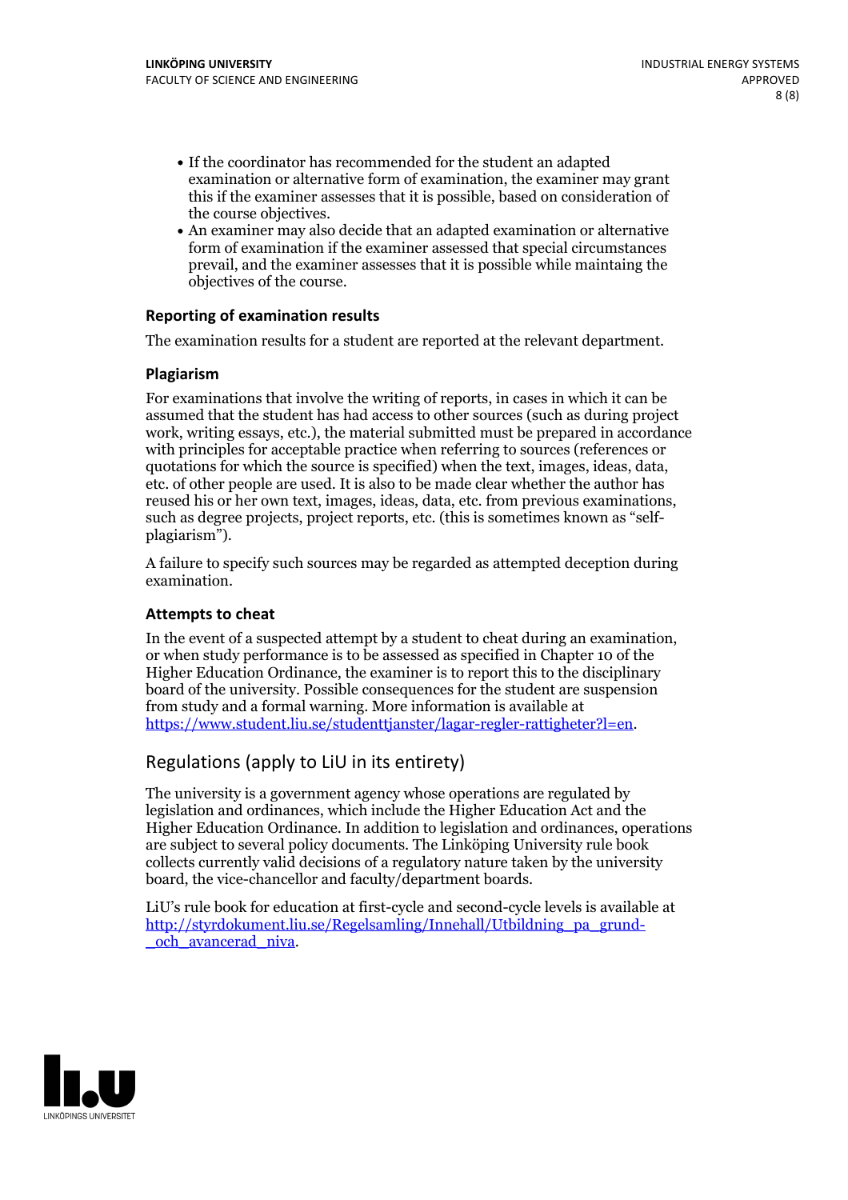- If the coordinator has recommended for the student an adapted examination or alternative form of examination, the examiner may grant this if the examiner assesses that it is possible, based on consideration of the course objectives.
- An examiner may also decide that an adapted examination or alternative form of examination if the examiner assessed that special circumstances prevail, and the examiner assesses that it is possible while maintaing the objectives of the course.

### Reporting of examination results

The examination results for a student are reported at the relevant department.

### Plagiarism

For examinations that involve the writing of reports, in cases in which it can be assumed that the student has had access to other sources (such as during project work, writing essays, etc.), the material submitted must be prepared in accordance with principles for acceptable practice when referring to sources (references or quotations for which the source is specified) when the text, images, ideas, data, etc. of other people are used. It is also to be made clear whether the author has reused his or her own text, images, ideas, data, etc. from previous examinations, such as degree projects, project reports, etc. (this is sometimes known as "self-plagiarism").

A failure to specify such sources may be regarded as attempted deception during examination.

### Attempts to cheat

In the event of a suspected attempt by a student to cheat during an examination, or when study performance is to be assessed as specified in Chapter 10 of the Higher Education Ordinance, the examiner is to report this to the disciplinary board of the university. Possible consequences for the student are suspension from study and a formal warning. More information is available at https://www.student.liu.se/studenttjanster/lagar-regler-rattigheter?l=en.

## Regulations (apply to LiU in its entirety)

The university is a government agency whose operations are regulated by legislation and ordinances, which include the Higher Education Act and the Higher Education Ordinance. In addition to legislation and ordinances, operations are subject to several policy documents. The Linköping University rule book collects currently valid decisions of a regulatory nature taken by the university board, the vice-chancellor and faculty/department boards.

LiU's rule book for education at first-cycle and second-cycle levels is available at http://styrdokument.liu.se/Regelsamling/Innehall/Utbildning_pa_grund-_och_avancerad_niva.